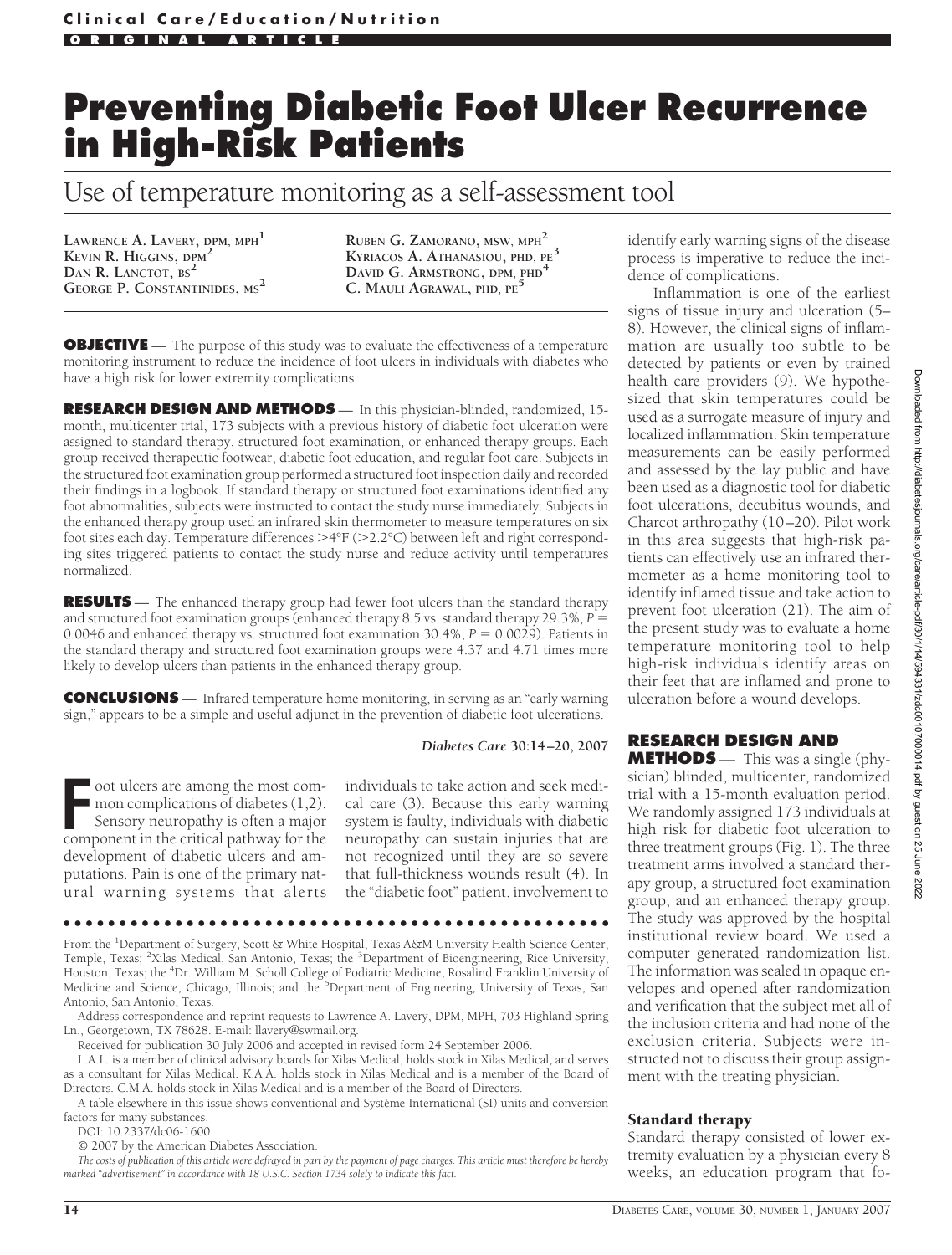Clinical Care/Education/Nutrition

ORIGINAL ARTICLE

# Preventing Diabetic Foot Ulcer Recurrence in High-Risk Patients

## Use of temperature monitoring as a self-assessment tool

LAWRENCE A. LAVERY, DPM, MPH[1]
KEVIN R. HIGGINS, DPM[2]
DAN R. LANCTOT, BS[2]
GEORGE P. CONSTANTINIDES, MS[2]
RUBEN G. ZAMORANO, MSW, MPH[2]
KYRIACOS A. ATHANASIOU, PHD, PE[3]
DAVID G. ARMSTRONG, DPM, PHD[4]
C. MAULI AGRAWAL, PHD, PE[5]

**OBJECTIVE** — The purpose of this study was to evaluate the effectiveness of a temperature monitoring instrument to reduce the incidence of foot ulcers in individuals with diabetes who have a high risk for lower extremity complications.

**RESEARCH DESIGN AND METHODS** — In this physician-blinded, randomized, 15-month, multicenter trial, 173 subjects with a previous history of diabetic foot ulceration were assigned to standard therapy, structured foot examination, or enhanced therapy groups. Each group received therapeutic footwear, diabetic foot education, and regular foot care. Subjects in the structured foot examination group performed a structured foot inspection daily and recorded their findings in a logbook. If standard therapy or structured foot examinations identified any foot abnormalities, subjects were instructed to contact the study nurse immediately. Subjects in the enhanced therapy group used an infrared skin thermometer to measure temperatures on six foot sites each day. Temperature differences >4°F (>2.2°C) between left and right corresponding sites triggered patients to contact the study nurse and reduce activity until temperatures normalized.

**RESULTS** — The enhanced therapy group had fewer foot ulcers than the standard therapy and structured foot examination groups (enhanced therapy 8.5 vs. standard therapy 29.3%, $P = 0.0046$ and enhanced therapy vs. structured foot examination 30.4%, $P = 0.0029$). Patients in the standard therapy and structured foot examination groups were 4.37 and 4.71 times more likely to develop ulcers than patients in the enhanced therapy group.

**CONCLUSIONS** — Infrared temperature home monitoring, in serving as an "early warning sign," appears to be a simple and useful adjunct in the prevention of diabetic foot ulcerations.

*Diabetes Care* **30:14–20, 2007**

Foot ulcers are among the most common complications of diabetes (1,2). Sensory neuropathy is often a major component in the critical pathway for the development of diabetic ulcers and amputations. Pain is one of the primary natural warning systems that alerts individuals to take action and seek medical care (3). Because this early warning system is faulty, individuals with diabetic neuropathy can sustain injuries that are not recognized until they are so severe that full-thickness wounds result (4). In the "diabetic foot" patient, involvement to identify early warning signs of the disease process is imperative to reduce the incidence of complications.

Inflammation is one of the earliest signs of tissue injury and ulceration (5–8). However, the clinical signs of inflammation are usually too subtle to be detected by patients or even by trained health care providers (9). We hypothesized that skin temperatures could be used as a surrogate measure of injury and localized inflammation. Skin temperature measurements can be easily performed and assessed by the lay public and have been used as a diagnostic tool for diabetic foot ulcerations, decubitus wounds, and Charcot arthropathy (10–20). Pilot work in this area suggests that high-risk patients can effectively use an infrared thermometer as a home monitoring tool to identify inflamed tissue and take action to prevent foot ulceration (21). The aim of the present study was to evaluate a home temperature monitoring tool to help high-risk individuals identify areas on their feet that are inflamed and prone to ulceration before a wound develops.

## RESEARCH DESIGN AND METHODS

— This was a single (physician) blinded, multicenter, randomized trial with a 15-month evaluation period. We randomly assigned 173 individuals at high risk for diabetic foot ulceration to three treatment groups (Fig. 1). The three treatment arms involved a standard therapy group, a structured foot examination group, and an enhanced therapy group. The study was approved by the hospital institutional review board. We used a computer generated randomization list. The information was sealed in opaque envelopes and opened after randomization and verification that the subject met all of the inclusion criteria and had none of the exclusion criteria. Subjects were instructed not to discuss their group assignment with the treating physician.

### Standard therapy

Standard therapy consisted of lower extremity evaluation by a physician every 8 weeks, an education program that fo-

---

From the [1]Department of Surgery, Scott & White Hospital, Texas A&M University Health Science Center, Temple, Texas; [2]Xilas Medical, San Antonio, Texas; the [3]Department of Bioengineering, Rice University, Houston, Texas; the [4]Dr. William M. Scholl College of Podiatric Medicine, Rosalind Franklin University of Medicine and Science, Chicago, Illinois; and the [5]Department of Engineering, University of Texas, San Antonio, San Antonio, Texas.

Address correspondence and reprint requests to Lawrence A. Lavery, DPM, MPH, 703 Highland Spring Ln., Georgetown, TX 78628. E-mail: llavery@swmail.org.

Received for publication 30 July 2006 and accepted in revised form 24 September 2006.

L.A.L. is a member of clinical advisory boards for Xilas Medical, holds stock in Xilas Medical, and serves as a consultant for Xilas Medical. K.A.A. holds stock in Xilas Medical and is a member of the Board of Directors. C.M.A. holds stock in Xilas Medical and is a member of the Board of Directors.

A table elsewhere in this issue shows conventional and Système International (SI) units and conversion factors for many substances.

DOI: 10.2337/dc06-1600

© 2007 by the American Diabetes Association.

*The costs of publication of this article were defrayed in part by the payment of page charges. This article must therefore be hereby marked "advertisement" in accordance with 18 U.S.C. Section 1734 solely to indicate this fact.*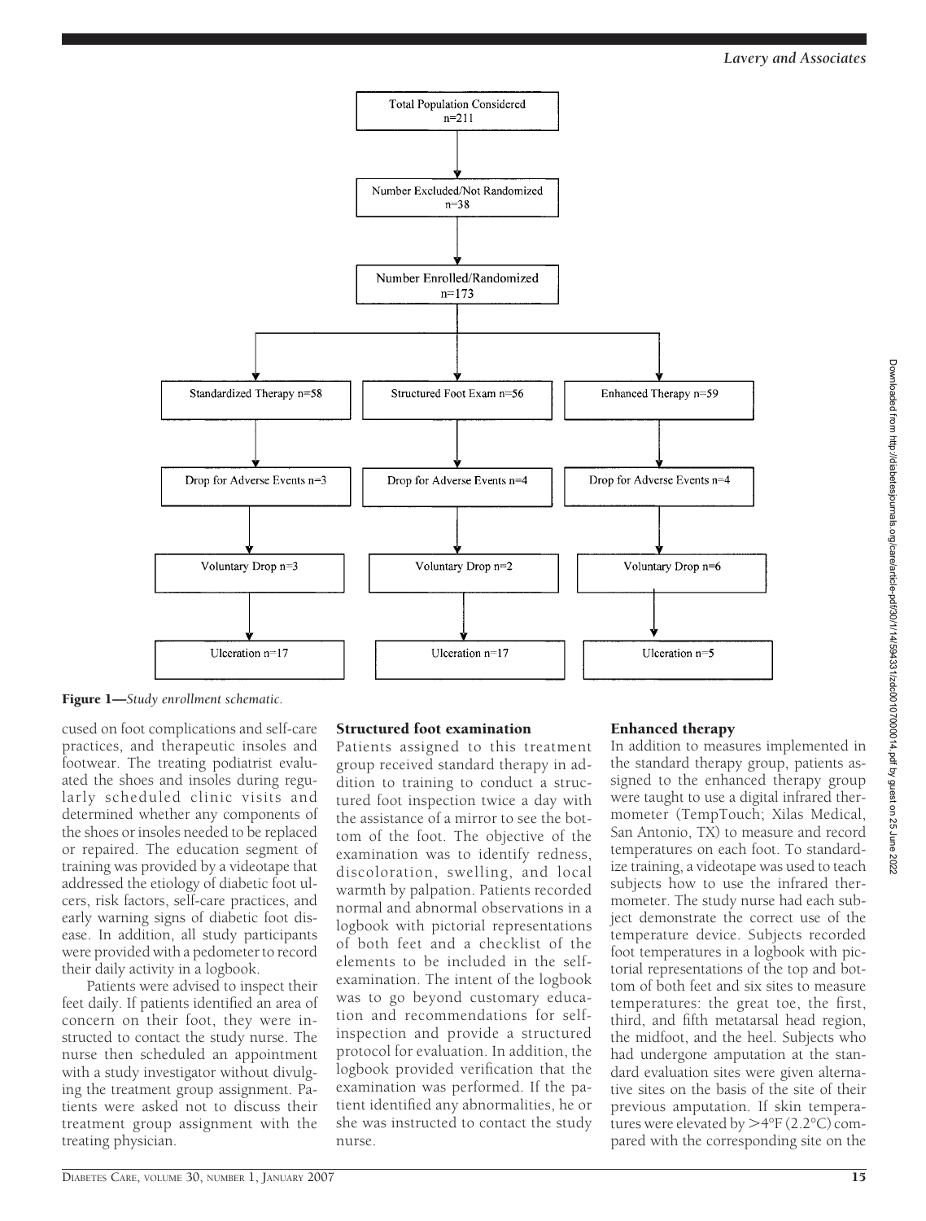Total Population Considered
n=211

Number Excluded/Not Randomized
n=38

Number Enrolled/Randomized
n=173

Standardized Therapy n=58

Structured Foot Exam n=56

Enhanced Therapy n=59

Drop for Adverse Events n=3

Drop for Adverse Events n=4

Drop for Adverse Events n=4

Voluntary Drop n=3

Voluntary Drop n=2

Voluntary Drop n=6

Ulceration n=17

Ulceration n=17

Ulceration n=5

**Figure 1**—*Study enrollment schematic.*

cused on foot complications and self-care practices, and therapeutic insoles and footwear. The treating podiatrist evaluated the shoes and insoles during regularly scheduled clinic visits and determined whether any components of the shoes or insoles needed to be replaced or repaired. The education segment of training was provided by a videotape that addressed the etiology of diabetic foot ulcers, risk factors, self-care practices, and early warning signs of diabetic foot disease. In addition, all study participants were provided with a pedometer to record their daily activity in a logbook.

Patients were advised to inspect their feet daily. If patients identified an area of concern on their foot, they were instructed to contact the study nurse. The nurse then scheduled an appointment with a study investigator without divulging the treatment group assignment. Patients were asked not to discuss their treatment group assignment with the treating physician.

## Structured foot examination

Patients assigned to this treatment group received standard therapy in addition to training to conduct a structured foot inspection twice a day with the assistance of a mirror to see the bottom of the foot. The objective of the examination was to identify redness, discoloration, swelling, and local warmth by palpation. Patients recorded normal and abnormal observations in a logbook with pictorial representations of both feet and a checklist of the elements to be included in the self-examination. The intent of the logbook was to go beyond customary education and recommendations for self-inspection and provide a structured protocol for evaluation. In addition, the logbook provided verification that the examination was performed. If the patient identified any abnormalities, he or she was instructed to contact the study nurse.

## Enhanced therapy

In addition to measures implemented in the standard therapy group, patients assigned to the enhanced therapy group were taught to use a digital infrared thermometer (TempTouch; Xilas Medical, San Antonio, TX) to measure and record temperatures on each foot. To standardize training, a videotape was used to teach subjects how to use the infrared thermometer. The study nurse had each subject demonstrate the correct use of the temperature device. Subjects recorded foot temperatures in a logbook with pictorial representations of the top and bottom of both feet and six sites to measure temperatures: the great toe, the first, third, and fifth metatarsal head region, the midfoot, and the heel. Subjects who had undergone amputation at the standard evaluation sites were given alternative sites on the basis of the site of their previous amputation. If skin temperatures were elevated by >4°F (2.2°C) compared with the corresponding site on the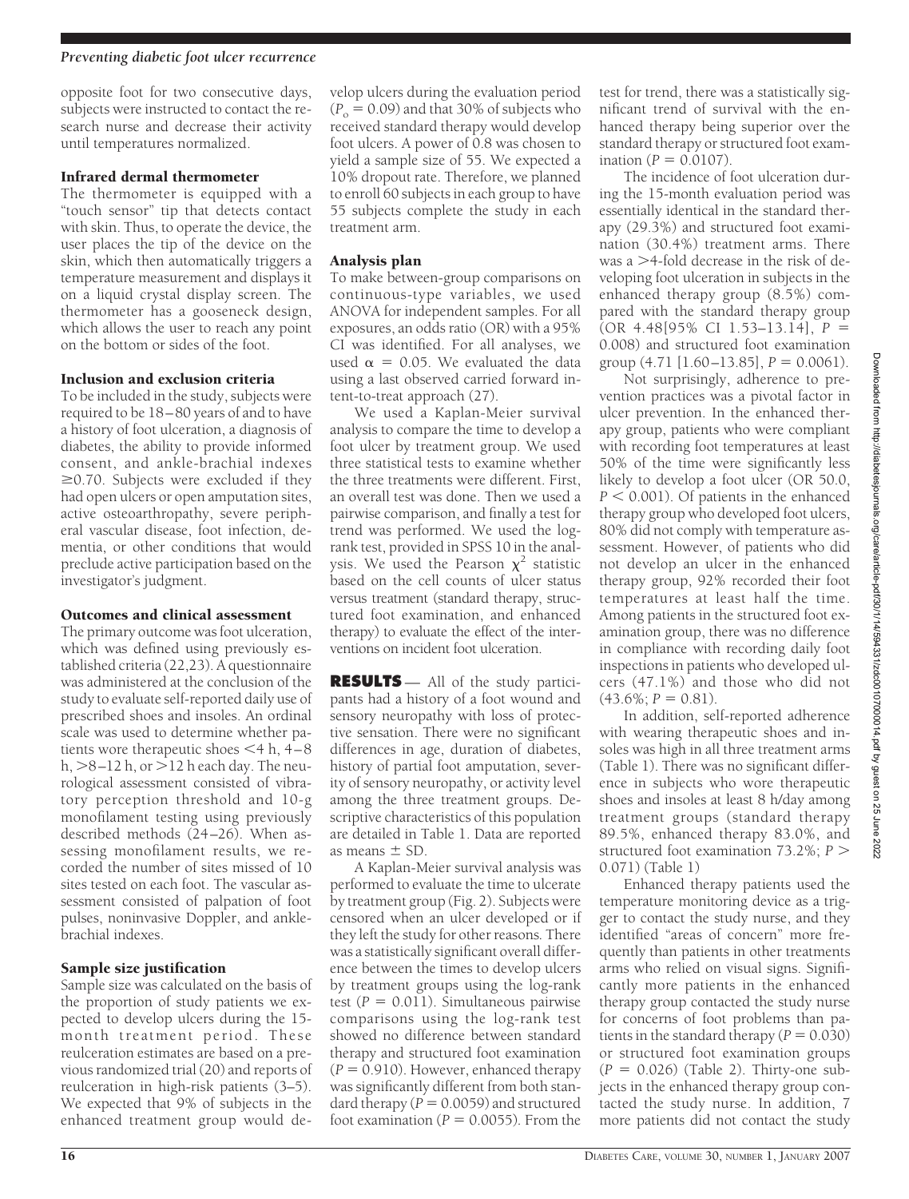opposite foot for two consecutive days, subjects were instructed to contact the research nurse and decrease their activity until temperatures normalized.

### Infrared dermal thermometer

The thermometer is equipped with a "touch sensor" tip that detects contact with skin. Thus, to operate the device, the user places the tip of the device on the skin, which then automatically triggers a temperature measurement and displays it on a liquid crystal display screen. The thermometer has a gooseneck design, which allows the user to reach any point on the bottom or sides of the foot.

### Inclusion and exclusion criteria

To be included in the study, subjects were required to be 18–80 years of and to have a history of foot ulceration, a diagnosis of diabetes, the ability to provide informed consent, and ankle-brachial indexes ≥0.70. Subjects were excluded if they had open ulcers or open amputation sites, active osteoarthropathy, severe peripheral vascular disease, foot infection, dementia, or other conditions that would preclude active participation based on the investigator's judgment.

### Outcomes and clinical assessment

The primary outcome was foot ulceration, which was defined using previously established criteria (22,23). A questionnaire was administered at the conclusion of the study to evaluate self-reported daily use of prescribed shoes and insoles. An ordinal scale was used to determine whether patients wore therapeutic shoes <4 h, 4–8 h, >8–12 h, or >12 h each day. The neurological assessment consisted of vibratory perception threshold and 10-g monofilament testing using previously described methods (24–26). When assessing monofilament results, we recorded the number of sites missed of 10 sites tested on each foot. The vascular assessment consisted of palpation of foot pulses, noninvasive Doppler, and ankle-brachial indexes.

### Sample size justification

Sample size was calculated on the basis of the proportion of study patients we expected to develop ulcers during the 15-month treatment period. These reulceration estimates are based on a previous randomized trial (20) and reports of reulceration in high-risk patients (3–5). We expected that 9% of subjects in the enhanced treatment group would develop ulcers during the evaluation period ($P_o = 0.09$) and that 30% of subjects who received standard therapy would develop foot ulcers. A power of 0.8 was chosen to yield a sample size of 55. We expected a 10% dropout rate. Therefore, we planned to enroll 60 subjects in each group to have 55 subjects complete the study in each treatment arm.

### Analysis plan

To make between-group comparisons on continuous-type variables, we used ANOVA for independent samples. For all exposures, an odds ratio (OR) with a 95% CI was identified. For all analyses, we used $\alpha = 0.05$. We evaluated the data using a last observed carried forward intent-to-treat approach (27).

We used a Kaplan-Meier survival analysis to compare the time to develop a foot ulcer by treatment group. We used three statistical tests to examine whether the three treatments were different. First, an overall test was done. Then we used a pairwise comparison, and finally a test for trend was performed. We used the log-rank test, provided in SPSS 10 in the analysis. We used the Pearson $\chi^2$ statistic based on the cell counts of ulcer status versus treatment (standard therapy, structured foot examination, and enhanced therapy) to evaluate the effect of the interventions on incident foot ulceration.

## RESULTS

All of the study participants had a history of a foot wound and sensory neuropathy with loss of protective sensation. There were no significant differences in age, duration of diabetes, history of partial foot amputation, severity of sensory neuropathy, or activity level among the three treatment groups. Descriptive characteristics of this population are detailed in Table 1. Data are reported as means ± SD.

A Kaplan-Meier survival analysis was performed to evaluate the time to ulcerate by treatment group (Fig. 2). Subjects were censored when an ulcer developed or if they left the study for other reasons. There was a statistically significant overall difference between the times to develop ulcers by treatment groups using the log-rank test ($P = 0.011$). Simultaneous pairwise comparisons using the log-rank test showed no difference between standard therapy and structured foot examination ($P = 0.910$). However, enhanced therapy was significantly different from both standard therapy ($P = 0.0059$) and structured foot examination ($P = 0.0055$). From the test for trend, there was a statistically significant trend of survival with the enhanced therapy being superior over the standard therapy or structured foot examination ($P = 0.0107$).

The incidence of foot ulceration during the 15-month evaluation period was essentially identical in the standard therapy (29.3%) and structured foot examination (30.4%) treatment arms. There was a >4-fold decrease in the risk of developing foot ulceration in subjects in the enhanced therapy group (8.5%) compared with the standard therapy group (OR 4.48[95% CI 1.53–13.14], $P = 0.008$) and structured foot examination group (4.71 [1.60–13.85], $P = 0.0061$).

Not surprisingly, adherence to prevention practices was a pivotal factor in ulcer prevention. In the enhanced therapy group, patients who were compliant with recording foot temperatures at least 50% of the time were significantly less likely to develop a foot ulcer (OR 50.0, $P < 0.001$). Of patients in the enhanced therapy group who developed foot ulcers, 80% did not comply with temperature assessment. However, of patients who did not develop an ulcer in the enhanced therapy group, 92% recorded their foot temperatures at least half the time. Among patients in the structured foot examination group, there was no difference in compliance with recording daily foot inspections in patients who developed ulcers (47.1%) and those who did not (43.6%; $P = 0.81$).

In addition, self-reported adherence with wearing therapeutic shoes and insoles was high in all three treatment arms (Table 1). There was no significant difference in subjects who wore therapeutic shoes and insoles at least 8 h/day among treatment groups (standard therapy 89.5%, enhanced therapy 83.0%, and structured foot examination 73.2%; $P > 0.071$) (Table 1)

Enhanced therapy patients used the temperature monitoring device as a trigger to contact the study nurse, and they identified "areas of concern" more frequently than patients in other treatments arms who relied on visual signs. Significantly more patients in the enhanced therapy group contacted the study nurse for concerns of foot problems than patients in the standard therapy ($P = 0.030$) or structured foot examination groups ($P = 0.026$) (Table 2). Thirty-one subjects in the enhanced therapy group contacted the study nurse. In addition, 7 more patients did not contact the study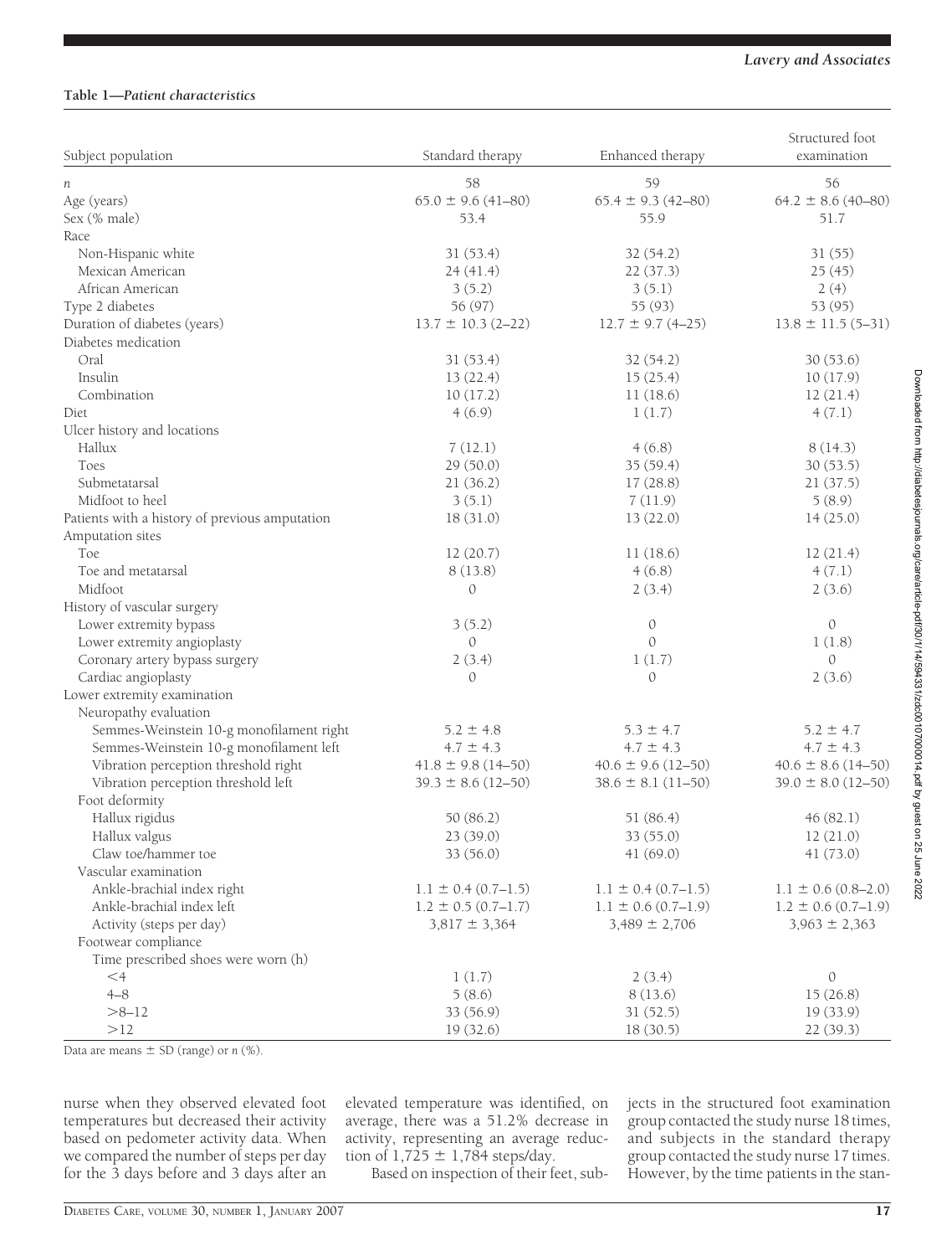**Table 1—Patient characteristics**

| Subject population | Standard therapy | Enhanced therapy | Structured foot examination |
|---|---|---|---|
| *n* | 58 | 59 | 56 |
| Age (years) | 65.0 ± 9.6 (41–80) | 65.4 ± 9.3 (42–80) | 64.2 ± 8.6 (40–80) |
| Sex (% male) | 53.4 | 55.9 | 51.7 |
| Race | | | |
| Non-Hispanic white | 31 (53.4) | 32 (54.2) | 31 (55) |
| Mexican American | 24 (41.4) | 22 (37.3) | 25 (45) |
| African American | 3 (5.2) | 3 (5.1) | 2 (4) |
| Type 2 diabetes | 56 (97) | 55 (93) | 53 (95) |
| Duration of diabetes (years) | 13.7 ± 10.3 (2–22) | 12.7 ± 9.7 (4–25) | 13.8 ± 11.5 (5–31) |
| Diabetes medication | | | |
| Oral | 31 (53.4) | 32 (54.2) | 30 (53.6) |
| Insulin | 13 (22.4) | 15 (25.4) | 10 (17.9) |
| Combination | 10 (17.2) | 11 (18.6) | 12 (21.4) |
| Diet | 4 (6.9) | 1 (1.7) | 4 (7.1) |
| Ulcer history and locations | | | |
| Hallux | 7 (12.1) | 4 (6.8) | 8 (14.3) |
| Toes | 29 (50.0) | 35 (59.4) | 30 (53.5) |
| Submetatarsal | 21 (36.2) | 17 (28.8) | 21 (37.5) |
| Midfoot to heel | 3 (5.1) | 7 (11.9) | 5 (8.9) |
| Patients with a history of previous amputation | 18 (31.0) | 13 (22.0) | 14 (25.0) |
| Amputation sites | | | |
| Toe | 12 (20.7) | 11 (18.6) | 12 (21.4) |
| Toe and metatarsal | 8 (13.8) | 4 (6.8) | 4 (7.1) |
| Midfoot | 0 | 2 (3.4) | 2 (3.6) |
| History of vascular surgery | | | |
| Lower extremity bypass | 3 (5.2) | 0 | 0 |
| Lower extremity angioplasty | 0 | 0 | 1 (1.8) |
| Coronary artery bypass surgery | 2 (3.4) | 1 (1.7) | 0 |
| Cardiac angioplasty | 0 | 0 | 2 (3.6) |
| Lower extremity examination | | | |
| Neuropathy evaluation | | | |
| Semmes-Weinstein 10-g monofilament right | 5.2 ± 4.8 | 5.3 ± 4.7 | 5.2 ± 4.7 |
| Semmes-Weinstein 10-g monofilament left | 4.7 ± 4.3 | 4.7 ± 4.3 | 4.7 ± 4.3 |
| Vibration perception threshold right | 41.8 ± 9.8 (14–50) | 40.6 ± 9.6 (12–50) | 40.6 ± 8.6 (14–50) |
| Vibration perception threshold left | 39.3 ± 8.6 (12–50) | 38.6 ± 8.1 (11–50) | 39.0 ± 8.0 (12–50) |
| Foot deformity | | | |
| Hallux rigidus | 50 (86.2) | 51 (86.4) | 46 (82.1) |
| Hallux valgus | 23 (39.0) | 33 (55.0) | 12 (21.0) |
| Claw toe/hammer toe | 33 (56.0) | 41 (69.0) | 41 (73.0) |
| Vascular examination | | | |
| Ankle-brachial index right | 1.1 ± 0.4 (0.7–1.5) | 1.1 ± 0.4 (0.7–1.5) | 1.1 ± 0.6 (0.8–2.0) |
| Ankle-brachial index left | 1.2 ± 0.5 (0.7–1.7) | 1.1 ± 0.6 (0.7–1.9) | 1.2 ± 0.6 (0.7–1.9) |
| Activity (steps per day) | 3,817 ± 3,364 | 3,489 ± 2,706 | 3,963 ± 2,363 |
| Footwear compliance | | | |
| Time prescribed shoes were worn (h) | | | |
| <4 | 1 (1.7) | 2 (3.4) | 0 |
| 4–8 | 5 (8.6) | 8 (13.6) | 15 (26.8) |
| >8–12 | 33 (56.9) | 31 (52.5) | 19 (33.9) |
| >12 | 19 (32.6) | 18 (30.5) | 22 (39.3) |

Data are means ± SD (range) or *n* (%).

nurse when they observed elevated foot temperatures but decreased their activity based on pedometer activity data. When we compared the number of steps per day for the 3 days before and 3 days after an elevated temperature was identified, on average, there was a 51.2% decrease in activity, representing an average reduction of 1,725 ± 1,784 steps/day.

Based on inspection of their feet, subjects in the structured foot examination group contacted the study nurse 18 times, and subjects in the standard therapy group contacted the study nurse 17 times. However, by the time patients in the stan-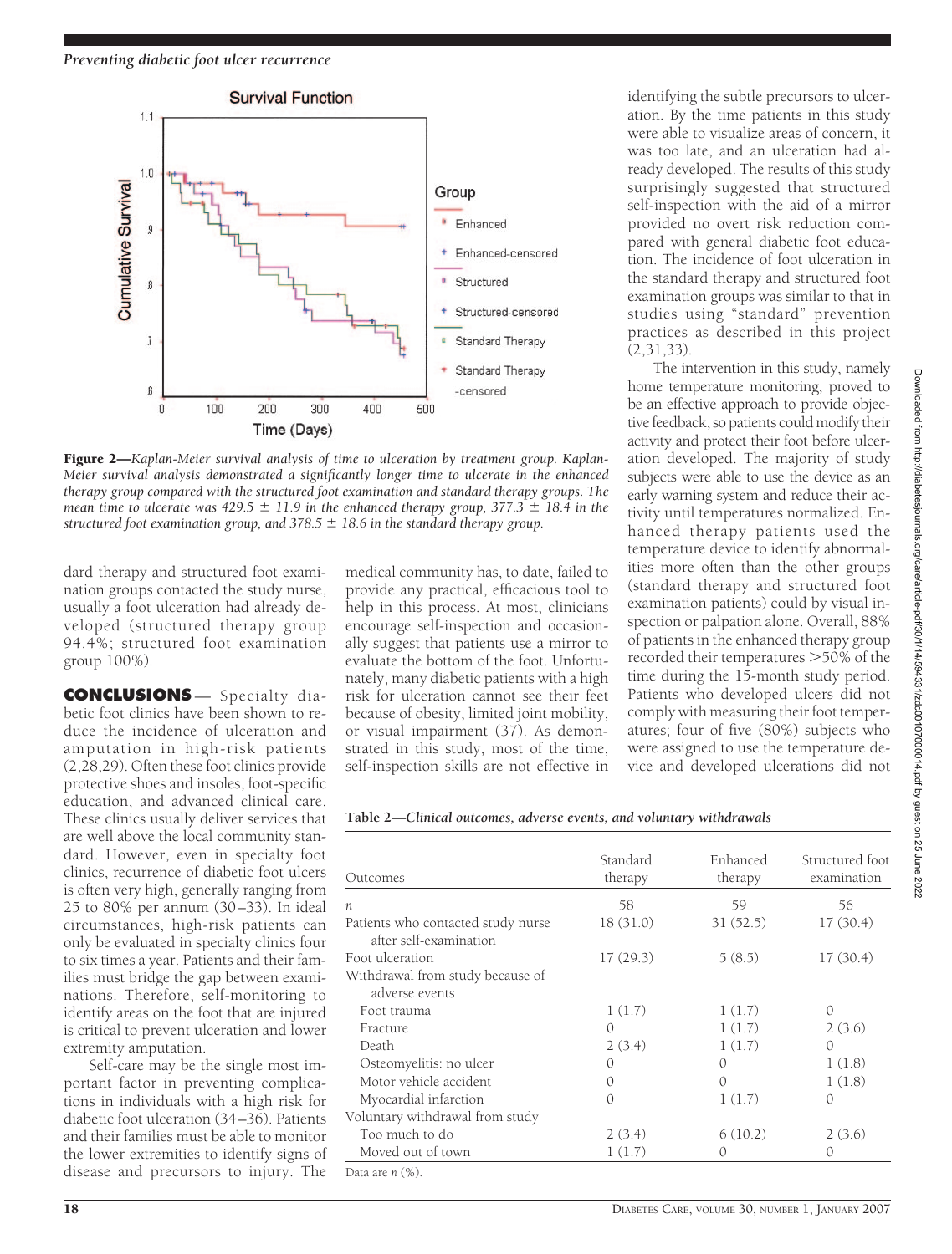Survival Function

Cumulative Survival

1.1

1.0

.9

.8

.7

.6

0 100 200 300 400 500

Time (Days)

Group

Enhanced

Enhanced-censored

Structured

Structured-censored

Standard Therapy

Standard Therapy -censored

**Figure 2**—*Kaplan-Meier survival analysis of time to ulceration by treatment group. Kaplan-Meier survival analysis demonstrated a significantly longer time to ulcerate in the enhanced therapy group compared with the structured foot examination and standard therapy groups. The mean time to ulcerate was 429.5 ± 11.9 in the enhanced therapy group, 377.3 ± 18.4 in the structured foot examination group, and 378.5 ± 18.6 in the standard therapy group.*

dard therapy and structured foot examination groups contacted the study nurse, usually a foot ulceration had already developed (structured therapy group 94.4%; structured foot examination group 100%).

**CONCLUSIONS** — Specialty diabetic foot clinics have been shown to reduce the incidence of ulceration and amputation in high-risk patients (2,28,29). Often these foot clinics provide protective shoes and insoles, foot-specific education, and advanced clinical care. These clinics usually deliver services that are well above the local community standard. However, even in specialty foot clinics, recurrence of diabetic foot ulcers is often very high, generally ranging from 25 to 80% per annum (30–33). In ideal circumstances, high-risk patients can only be evaluated in specialty clinics four to six times a year. Patients and their families must bridge the gap between examinations. Therefore, self-monitoring to identify areas on the foot that are injured is critical to prevent ulceration and lower extremity amputation.

Self-care may be the single most important factor in preventing complications in individuals with a high risk for diabetic foot ulceration (34–36). Patients and their families must be able to monitor the lower extremities to identify signs of disease and precursors to injury. The medical community has, to date, failed to provide any practical, efficacious tool to help in this process. At most, clinicians encourage self-inspection and occasionally suggest that patients use a mirror to evaluate the bottom of the foot. Unfortunately, many diabetic patients with a high risk for ulceration cannot see their feet because of obesity, limited joint mobility, or visual impairment (37). As demonstrated in this study, most of the time, self-inspection skills are not effective in identifying the subtle precursors to ulceration. By the time patients in this study were able to visualize areas of concern, it was too late, and an ulceration had already developed. The results of this study surprisingly suggested that structured self-inspection with the aid of a mirror provided no overt risk reduction compared with general diabetic foot education. The incidence of foot ulceration in the standard therapy and structured foot examination groups was similar to that in studies using "standard" prevention practices as described in this project (2,31,33).

The intervention in this study, namely home temperature monitoring, proved to be an effective approach to provide objective feedback, so patients could modify their activity and protect their foot before ulceration developed. The majority of study subjects were able to use the device as an early warning system and reduce their activity until temperatures normalized. Enhanced therapy patients used the temperature device to identify abnormalities more often than the other groups (standard therapy and structured foot examination patients) could by visual inspection or palpation alone. Overall, 88% of patients in the enhanced therapy group recorded their temperatures >50% of the time during the 15-month study period. Patients who developed ulcers did not comply with measuring their foot temperatures; four of five (80%) subjects who were assigned to use the temperature device and developed ulcerations did not

**Table 2**—*Clinical outcomes, adverse events, and voluntary withdrawals*

| Outcomes | Standard therapy | Enhanced therapy | Structured foot examination |
|---|---|---|---|
| *n* | 58 | 59 | 56 |
| Patients who contacted study nurse after self-examination | 18 (31.0) | 31 (52.5) | 17 (30.4) |
| Foot ulceration | 17 (29.3) | 5 (8.5) | 17 (30.4) |
| Withdrawal from study because of adverse events | | | |
| Foot trauma | 1 (1.7) | 1 (1.7) | 0 |
| Fracture | 0 | 1 (1.7) | 2 (3.6) |
| Death | 2 (3.4) | 1 (1.7) | 0 |
| Osteomyelitis: no ulcer | 0 | 0 | 1 (1.8) |
| Motor vehicle accident | 0 | 0 | 1 (1.8) |
| Myocardial infarction | 0 | 1 (1.7) | 0 |
| Voluntary withdrawal from study | | | |
| Too much to do | 2 (3.4) | 6 (10.2) | 2 (3.6) |
| Moved out of town | 1 (1.7) | 0 | 0 |

Data are *n* (%).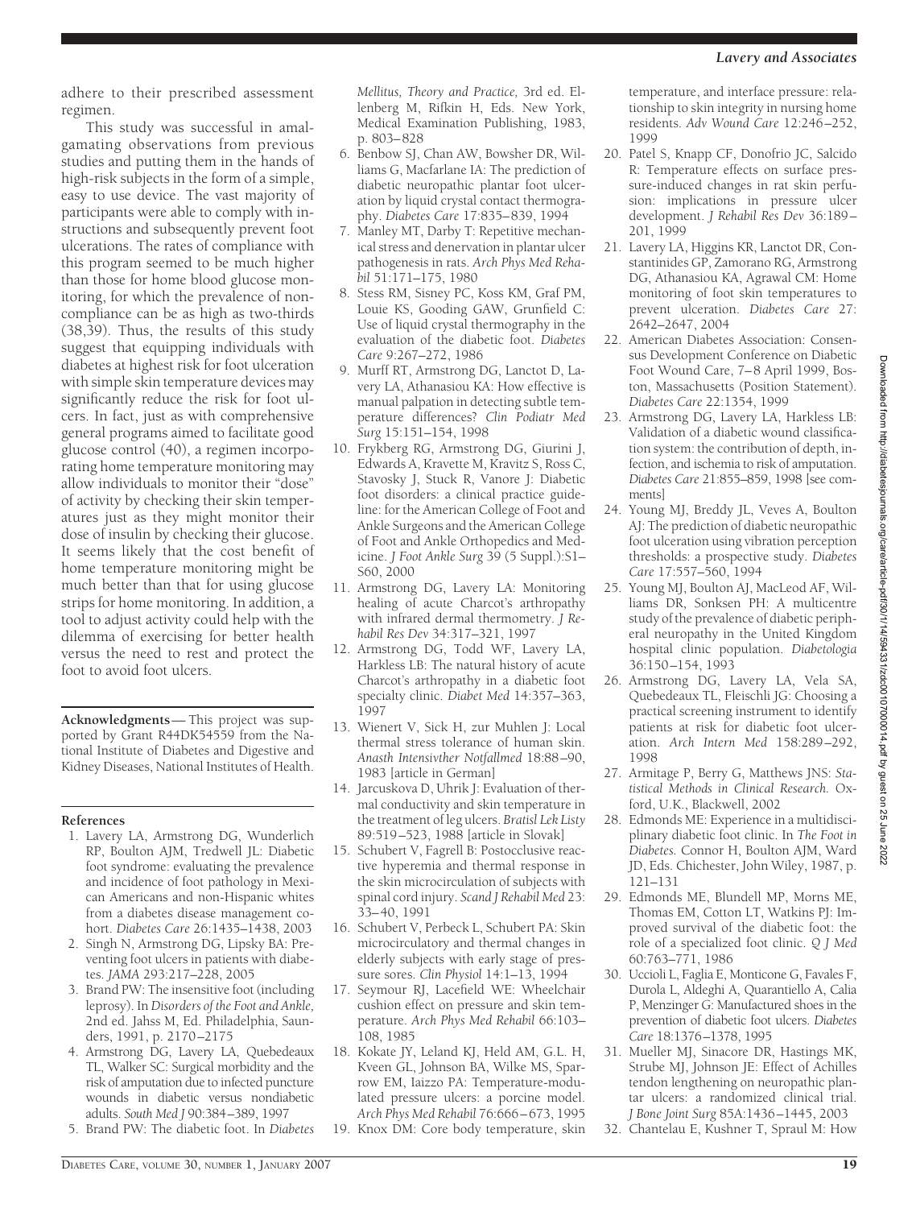adhere to their prescribed assessment regimen.

This study was successful in amalgamating observations from previous studies and putting them in the hands of high-risk subjects in the form of a simple, easy to use device. The vast majority of participants were able to comply with instructions and subsequently prevent foot ulcerations. The rates of compliance with this program seemed to be much higher than those for home blood glucose monitoring, for which the prevalence of noncompliance can be as high as two-thirds (38,39). Thus, the results of this study suggest that equipping individuals with diabetes at highest risk for foot ulceration with simple skin temperature devices may significantly reduce the risk for foot ulcers. In fact, just as with comprehensive general programs aimed to facilitate good glucose control (40), a regimen incorporating home temperature monitoring may allow individuals to monitor their "dose" of activity by checking their skin temperatures just as they might monitor their dose of insulin by checking their glucose. It seems likely that the cost benefit of home temperature monitoring might be much better than that for using glucose strips for home monitoring. In addition, a tool to adjust activity could help with the dilemma of exercising for better health versus the need to rest and protect the foot to avoid foot ulcers.

**Acknowledgments**— This project was supported by Grant R44DK54559 from the National Institute of Diabetes and Digestive and Kidney Diseases, National Institutes of Health.

## References

1. Lavery LA, Armstrong DG, Wunderlich RP, Boulton AJM, Tredwell JL: Diabetic foot syndrome: evaluating the prevalence and incidence of foot pathology in Mexican Americans and non-Hispanic whites from a diabetes disease management cohort. *Diabetes Care* 26:1435–1438, 2003
2. Singh N, Armstrong DG, Lipsky BA: Preventing foot ulcers in patients with diabetes. *JAMA* 293:217–228, 2005
3. Brand PW: The insensitive foot (including leprosy). In *Disorders of the Foot and Ankle,* 2nd ed. Jahss M, Ed. Philadelphia, Saunders, 1991, p. 2170–2175
4. Armstrong DG, Lavery LA, Quebedeaux TL, Walker SC: Surgical morbidity and the risk of amputation due to infected puncture wounds in diabetic versus nondiabetic adults. *South Med J* 90:384–389, 1997
5. Brand PW: The diabetic foot. In *Diabetes Mellitus, Theory and Practice,* 3rd ed. Ellenberg M, Rifkin H, Eds. New York, Medical Examination Publishing, 1983, p. 803–828
6. Benbow SJ, Chan AW, Bowsher DR, Williams G, Macfarlane IA: The prediction of diabetic neuropathic plantar foot ulceration by liquid crystal contact thermography. *Diabetes Care* 17:835–839, 1994
7. Manley MT, Darby T: Repetitive mechanical stress and denervation in plantar ulcer pathogenesis in rats. *Arch Phys Med Rehabil* 51:171–175, 1980
8. Stess RM, Sisney PC, Koss KM, Graf PM, Louie KS, Gooding GAW, Grunfield C: Use of liquid crystal thermography in the evaluation of the diabetic foot. *Diabetes Care* 9:267–272, 1986
9. Murff RT, Armstrong DG, Lanctot D, Lavery LA, Athanasiou KA: How effective is manual palpation in detecting subtle temperature differences? *Clin Podiatr Med Surg* 15:151–154, 1998
10. Frykberg RG, Armstrong DG, Giurini J, Edwards A, Kravette M, Kravitz S, Ross C, Stavosky J, Stuck R, Vanore J: Diabetic foot disorders: a clinical practice guideline: for the American College of Foot and Ankle Surgeons and the American College of Foot and Ankle Orthopedics and Medicine. *J Foot Ankle Surg* 39 (5 Suppl.):S1–S60, 2000
11. Armstrong DG, Lavery LA: Monitoring healing of acute Charcot's arthropathy with infrared dermal thermometry. *J Rehabil Res Dev* 34:317–321, 1997
12. Armstrong DG, Todd WF, Lavery LA, Harkless LB: The natural history of acute Charcot's arthropathy in a diabetic foot specialty clinic. *Diabet Med* 14:357–363, 1997
13. Wienert V, Sick H, zur Muhlen J: Local thermal stress tolerance of human skin. *Anasth Intensivther Notfallmed* 18:88–90, 1983 [article in German]
14. Jarcuskova D, Uhrik J: Evaluation of thermal conductivity and skin temperature in the treatment of leg ulcers. *Bratisl Lek Listy* 89:519–523, 1988 [article in Slovak]
15. Schubert V, Fagrell B: Postocclusive reactive hyperemia and thermal response in the skin microcirculation of subjects with spinal cord injury. *Scand J Rehabil Med* 23: 33–40, 1991
16. Schubert V, Perbeck L, Schubert PA: Skin microcirculatory and thermal changes in elderly subjects with early stage of pressure sores. *Clin Physiol* 14:1–13, 1994
17. Seymour RJ, Lacefield WE: Wheelchair cushion effect on pressure and skin temperature. *Arch Phys Med Rehabil* 66:103–108, 1985
18. Kokate JY, Leland KJ, Held AM, G.L. H, Kveen GL, Johnson BA, Wilke MS, Sparrow EM, Iaizzo PA: Temperature-modulated pressure ulcers: a porcine model. *Arch Phys Med Rehabil* 76:666–673, 1995
19. Knox DM: Core body temperature, skin temperature, and interface pressure: relationship to skin integrity in nursing home residents. *Adv Wound Care* 12:246–252, 1999
20. Patel S, Knapp CF, Donofrio JC, Salcido R: Temperature effects on surface pressure-induced changes in rat skin perfusion: implications in pressure ulcer development. *J Rehabil Res Dev* 36:189–201, 1999
21. Lavery LA, Higgins KR, Lanctot DR, Constantinides GP, Zamorano RG, Armstrong DG, Athanasiou KA, Agrawal CM: Home monitoring of foot skin temperatures to prevent ulceration. *Diabetes Care* 27: 2642–2647, 2004
22. American Diabetes Association: Consensus Development Conference on Diabetic Foot Wound Care, 7–8 April 1999, Boston, Massachusetts (Position Statement). *Diabetes Care* 22:1354, 1999
23. Armstrong DG, Lavery LA, Harkless LB: Validation of a diabetic wound classification system: the contribution of depth, infection, and ischemia to risk of amputation. *Diabetes Care* 21:855–859, 1998 [see comments]
24. Young MJ, Breddy JL, Veves A, Boulton AJ: The prediction of diabetic neuropathic foot ulceration using vibration perception thresholds: a prospective study. *Diabetes Care* 17:557–560, 1994
25. Young MJ, Boulton AJ, MacLeod AF, Williams DR, Sonksen PH: A multicentre study of the prevalence of diabetic peripheral neuropathy in the United Kingdom hospital clinic population. *Diabetologia* 36:150–154, 1993
26. Armstrong DG, Lavery LA, Vela SA, Quebedeaux TL, Fleischli JG: Choosing a practical screening instrument to identify patients at risk for diabetic foot ulceration. *Arch Intern Med* 158:289–292, 1998
27. Armitage P, Berry G, Matthews JNS: *Statistical Methods in Clinical Research.* Oxford, U.K., Blackwell, 2002
28. Edmonds ME: Experience in a multidisciplinary diabetic foot clinic. In *The Foot in Diabetes.* Connor H, Boulton AJM, Ward JD, Eds. Chichester, John Wiley, 1987, p. 121–131
29. Edmonds ME, Blundell MP, Morns ME, Thomas EM, Cotton LT, Watkins PJ: Improved survival of the diabetic foot: the role of a specialized foot clinic. *Q J Med* 60:763–771, 1986
30. Uccioli L, Faglia E, Monticone G, Favales F, Durola L, Aldeghi A, Quarantiello A, Calia P, Menzinger G: Manufactured shoes in the prevention of diabetic foot ulcers. *Diabetes Care* 18:1376–1378, 1995
31. Mueller MJ, Sinacore DR, Hastings MK, Strube MJ, Johnson JE: Effect of Achilles tendon lengthening on neuropathic plantar ulcers: a randomized clinical trial. *J Bone Joint Surg* 85A:1436–1445, 2003
32. Chantelau E, Kushner T, Spraul M: How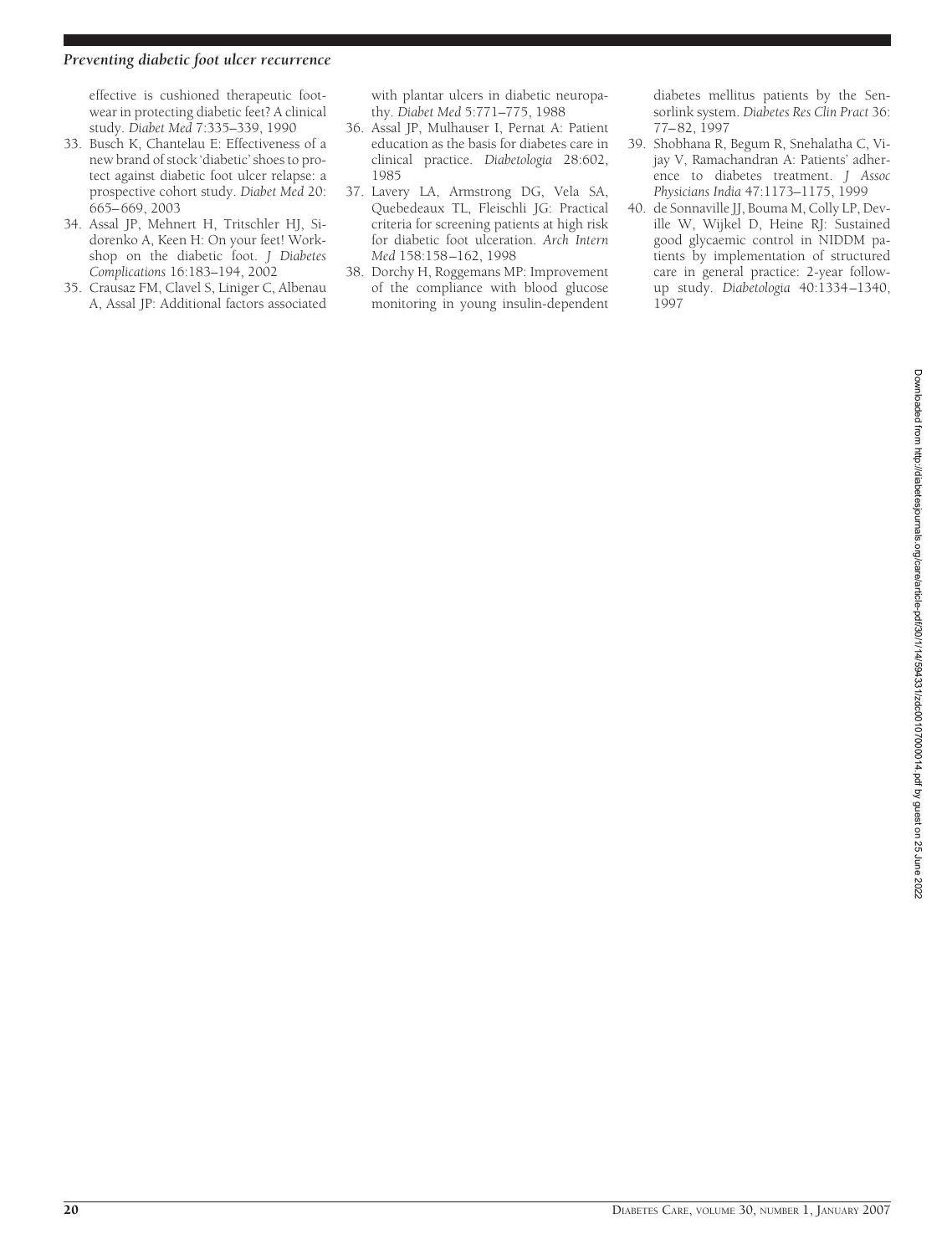effective is cushioned therapeutic footwear in protecting diabetic feet? A clinical study. *Diabet Med* 7:335–339, 1990

33. Busch K, Chantelau E: Effectiveness of a new brand of stock 'diabetic' shoes to protect against diabetic foot ulcer relapse: a prospective cohort study. *Diabet Med* 20: 665–669, 2003
34. Assal JP, Mehnert H, Tritschler HJ, Sidorenko A, Keen H: On your feet! Workshop on the diabetic foot. *J Diabetes Complications* 16:183–194, 2002
35. Crausaz FM, Clavel S, Liniger C, Albenau A, Assal JP: Additional factors associated with plantar ulcers in diabetic neuropathy. *Diabet Med* 5:771–775, 1988
36. Assal JP, Mulhauser I, Pernat A: Patient education as the basis for diabetes care in clinical practice. *Diabetologia* 28:602, 1985
37. Lavery LA, Armstrong DG, Vela SA, Quebedeaux TL, Fleischli JG: Practical criteria for screening patients at high risk for diabetic foot ulceration. *Arch Intern Med* 158:158–162, 1998
38. Dorchy H, Roggemans MP: Improvement of the compliance with blood glucose monitoring in young insulin-dependent diabetes mellitus patients by the Sensorlink system. *Diabetes Res Clin Pract* 36: 77–82, 1997
39. Shobhana R, Begum R, Snehalatha C, Vijay V, Ramachandran A: Patients' adherence to diabetes treatment. *J Assoc Physicians India* 47:1173–1175, 1999
40. de Sonnaville JJ, Bouma M, Colly LP, Deville W, Wijkel D, Heine RJ: Sustained good glycaemic control in NIDDM patients by implementation of structured care in general practice: 2-year follow-up study. *Diabetologia* 40:1334–1340, 1997